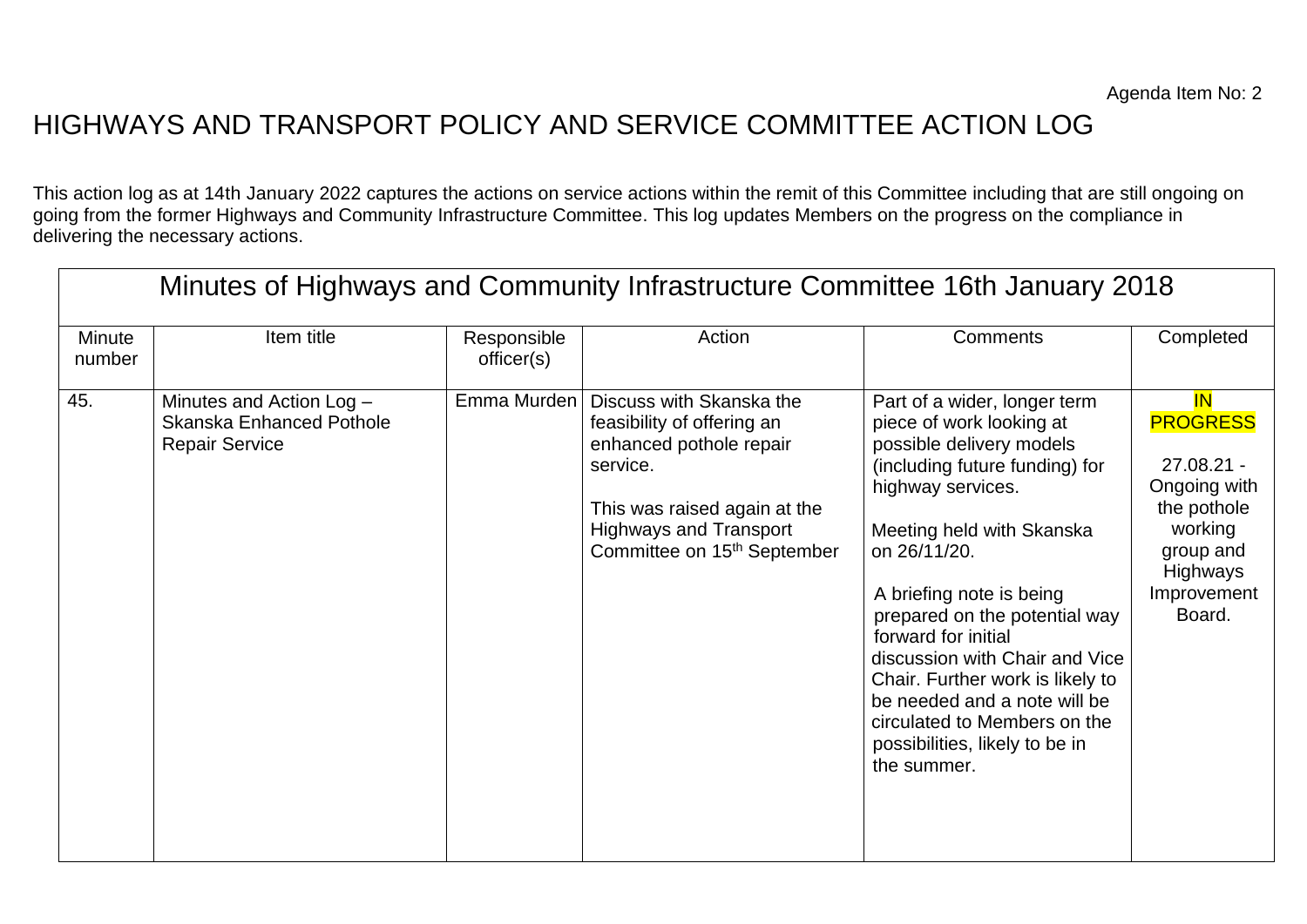Agenda Item No: 2

# HIGHWAYS AND TRANSPORT POLICY AND SERVICE COMMITTEE ACTION LOG

This action log as at 14th January 2022 captures the actions on service actions within the remit of this Committee including that are still ongoing on going from the former Highways and Community Infrastructure Committee. This log updates Members on the progress on the compliance in delivering the necessary actions.

| Minutes of Highways and Community Infrastructure Committee 16th January 2018 | | | | | |
|---|---|---|---|---|---|
| Minute number | Item title | Responsible officer(s) | Action | Comments | Completed |
| 45. | Minutes and Action Log – Skanska Enhanced Pothole Repair Service | Emma Murden | Discuss with Skanska the feasibility of offering an enhanced pothole repair service.<br><br>This was raised again at the Highways and Transport Committee on 15th September | Part of a wider, longer term piece of work looking at possible delivery models (including future funding) for highway services.<br><br>Meeting held with Skanska on 26/11/20.<br><br>A briefing note is being prepared on the potential way forward for initial discussion with Chair and Vice Chair. Further work is likely to be needed and a note will be circulated to Members on the possibilities, likely to be in the summer. | IN PROGRESS<br><br>27.08.21 - Ongoing with the pothole working group and Highways Improvement Board. |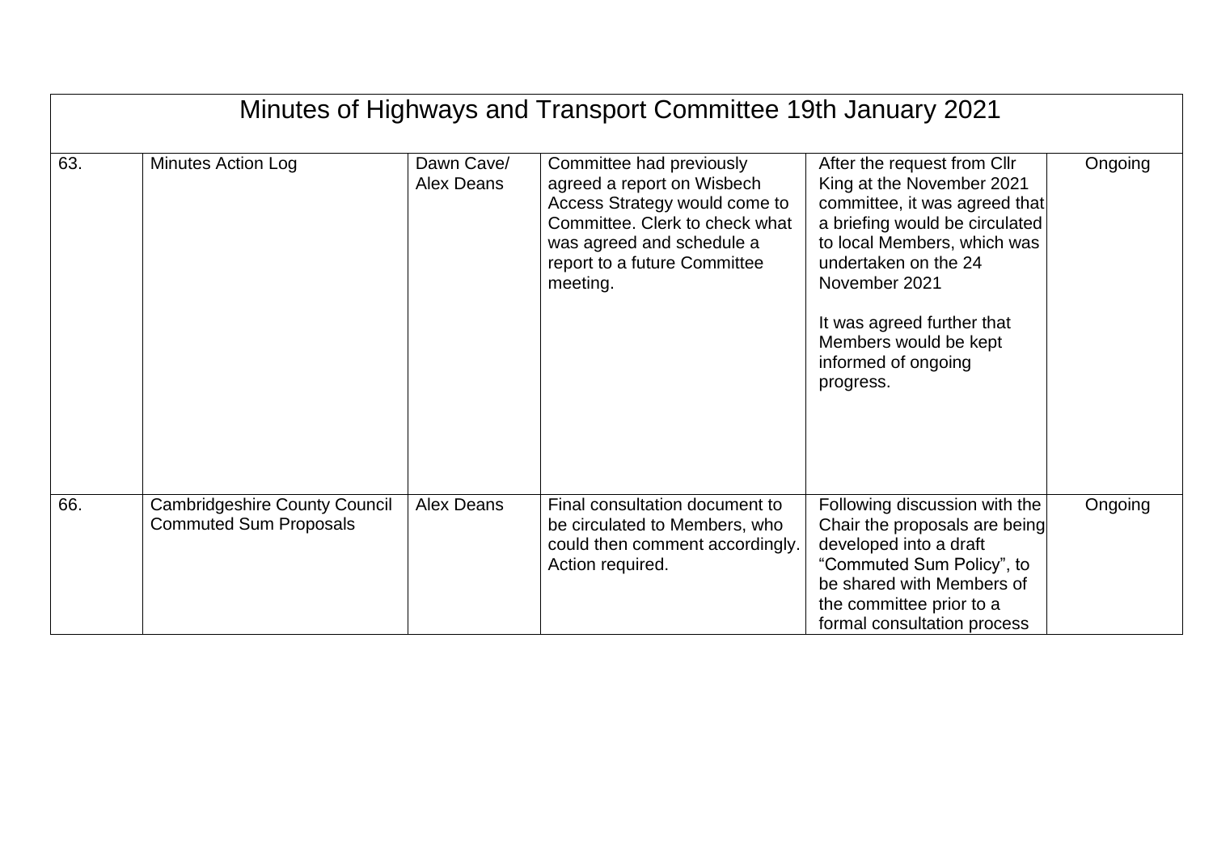| Minutes of Highways and Transport Committee 19th January 2021 | | | | | |
|---|---|---|---|---|---|
| 63. | Minutes Action Log | Dawn Cave/ Alex Deans | Committee had previously agreed a report on Wisbech Access Strategy would come to Committee. Clerk to check what was agreed and schedule a report to a future Committee meeting. | After the request from Cllr King at the November 2021 committee, it was agreed that a briefing would be circulated to local Members, which was undertaken on the 24 November 2021<br><br>It was agreed further that Members would be kept informed of ongoing progress. | Ongoing |
| 66. | Cambridgeshire County Council Commuted Sum Proposals | Alex Deans | Final consultation document to be circulated to Members, who could then comment accordingly. Action required. | Following discussion with the Chair the proposals are being developed into a draft "Commuted Sum Policy", to be shared with Members of the committee prior to a formal consultation process | Ongoing |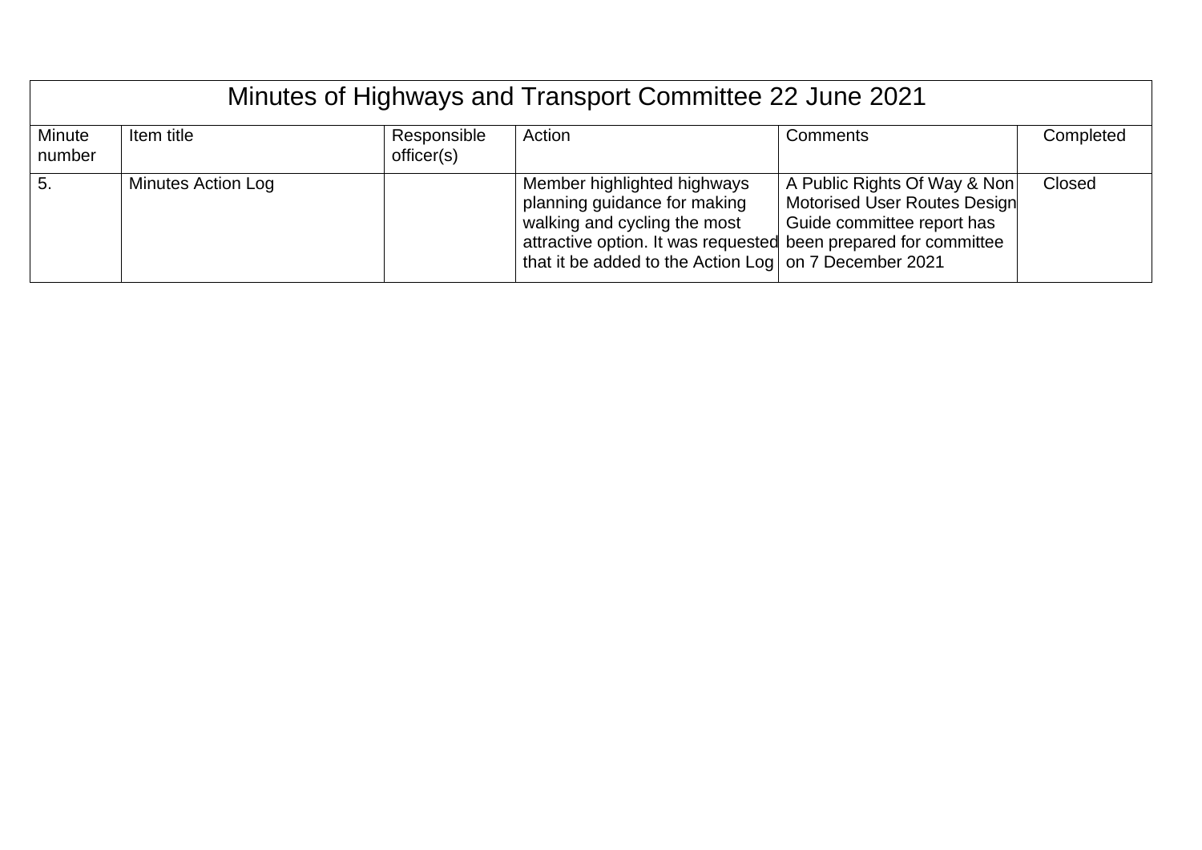| Minutes of Highways and Transport Committee 22 June 2021 | | | | | |
|---|---|---|---|---|---|
| Minute number | Item title | Responsible officer(s) | Action | Comments | Completed |
| 5. | Minutes Action Log | | Member highlighted highways planning guidance for making walking and cycling the most attractive option. It was requested that it be added to the Action Log | A Public Rights Of Way & Non Motorised User Routes Design Guide committee report has been prepared for committee on 7 December 2021 | Closed |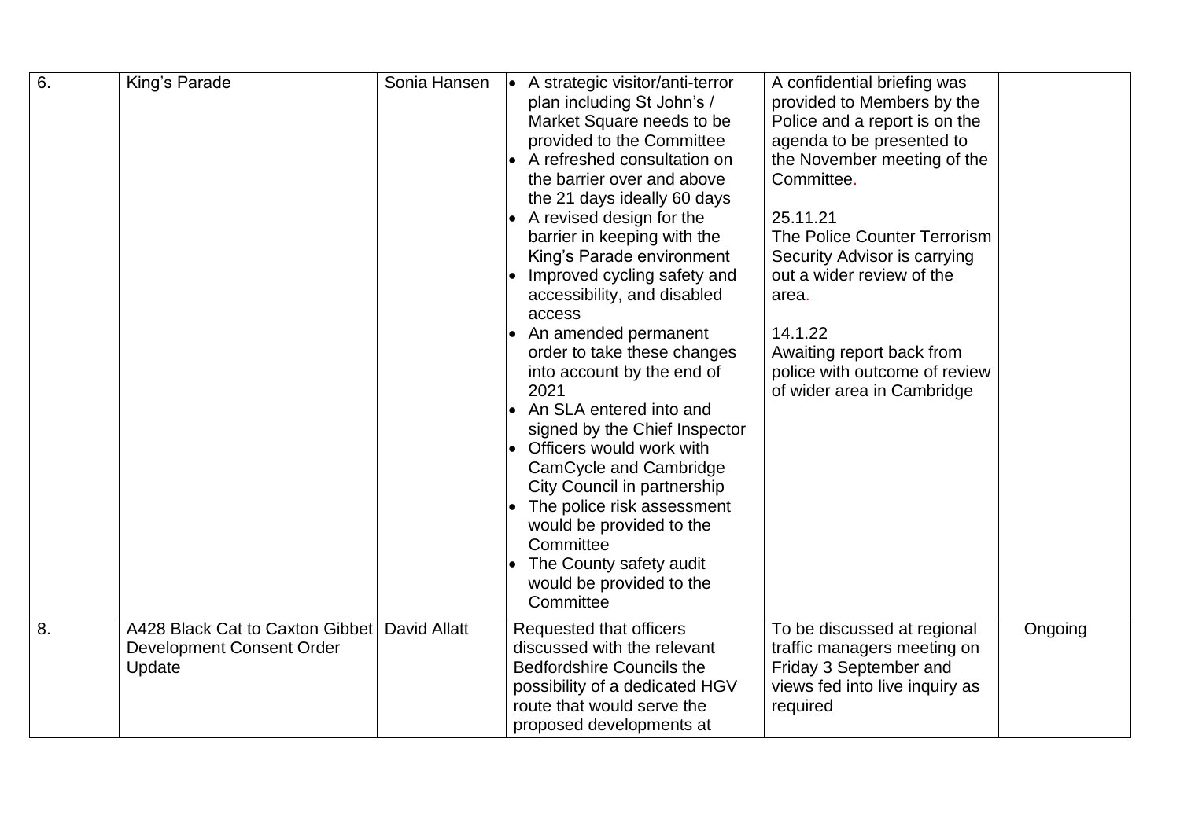| 6. | King's Parade | Sonia Hansen | • A strategic visitor/anti-terror plan including St John's / Market Square needs to be provided to the Committee<br>• A refreshed consultation on the barrier over and above the 21 days ideally 60 days<br>• A revised design for the barrier in keeping with the King's Parade environment<br>• Improved cycling safety and accessibility, and disabled access<br>• An amended permanent order to take these changes into account by the end of 2021<br>• An SLA entered into and signed by the Chief Inspector<br>• Officers would work with CamCycle and Cambridge City Council in partnership<br>• The police risk assessment would be provided to the Committee<br>• The County safety audit would be provided to the Committee | A confidential briefing was provided to Members by the Police and a report is on the agenda to be presented to the November meeting of the Committee.<br><br>25.11.21<br>The Police Counter Terrorism Security Advisor is carrying out a wider review of the area.<br><br>14.1.22<br>Awaiting report back from police with outcome of review of wider area in Cambridge | |
|---|---|---|---|---|---|
| 8. | A428 Black Cat to Caxton Gibbet Development Consent Order Update | David Allatt | Requested that officers discussed with the relevant Bedfordshire Councils the possibility of a dedicated HGV route that would serve the proposed developments at | To be discussed at regional traffic managers meeting on Friday 3 September and views fed into live inquiry as required | Ongoing |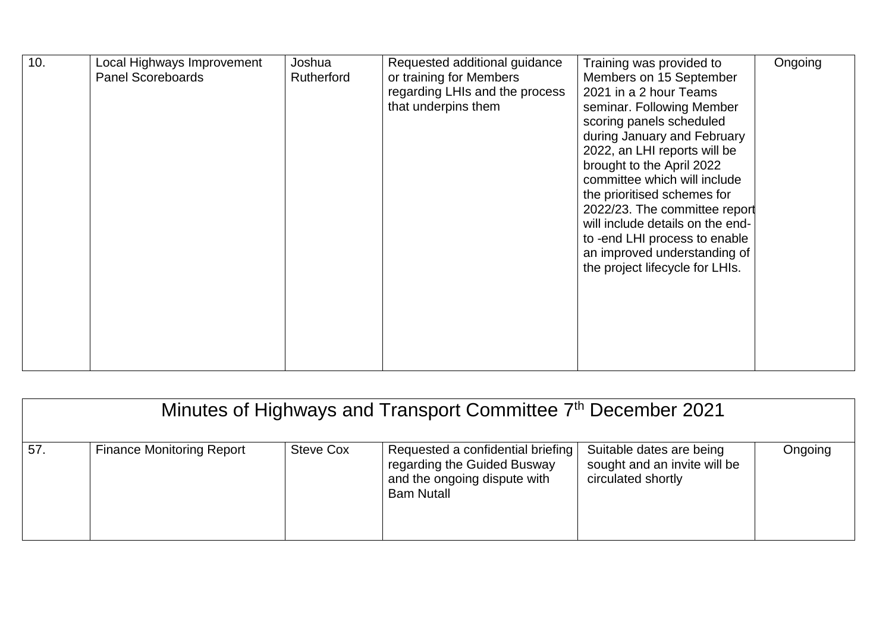| | | | | | |
|---|---|---|---|---|---|
| 10. | Local Highways Improvement Panel Scoreboards | Joshua Rutherford | Requested additional guidance or training for Members regarding LHIs and the process that underpins them | Training was provided to Members on 15 September 2021 in a 2 hour Teams seminar. Following Member scoring panels scheduled during January and February 2022, an LHI reports will be brought to the April 2022 committee which will include the prioritised schemes for 2022/23. The committee report will include details on the end-to -end LHI process to enable an improved understanding of the project lifecycle for LHIs. | Ongoing |

| Minutes of Highways and Transport Committee 7th December 2021 | | | | | |
|---|---|---|---|---|---|
| 57. | Finance Monitoring Report | Steve Cox | Requested a confidential briefing regarding the Guided Busway and the ongoing dispute with Bam Nutall | Suitable dates are being sought and an invite will be circulated shortly | Ongoing |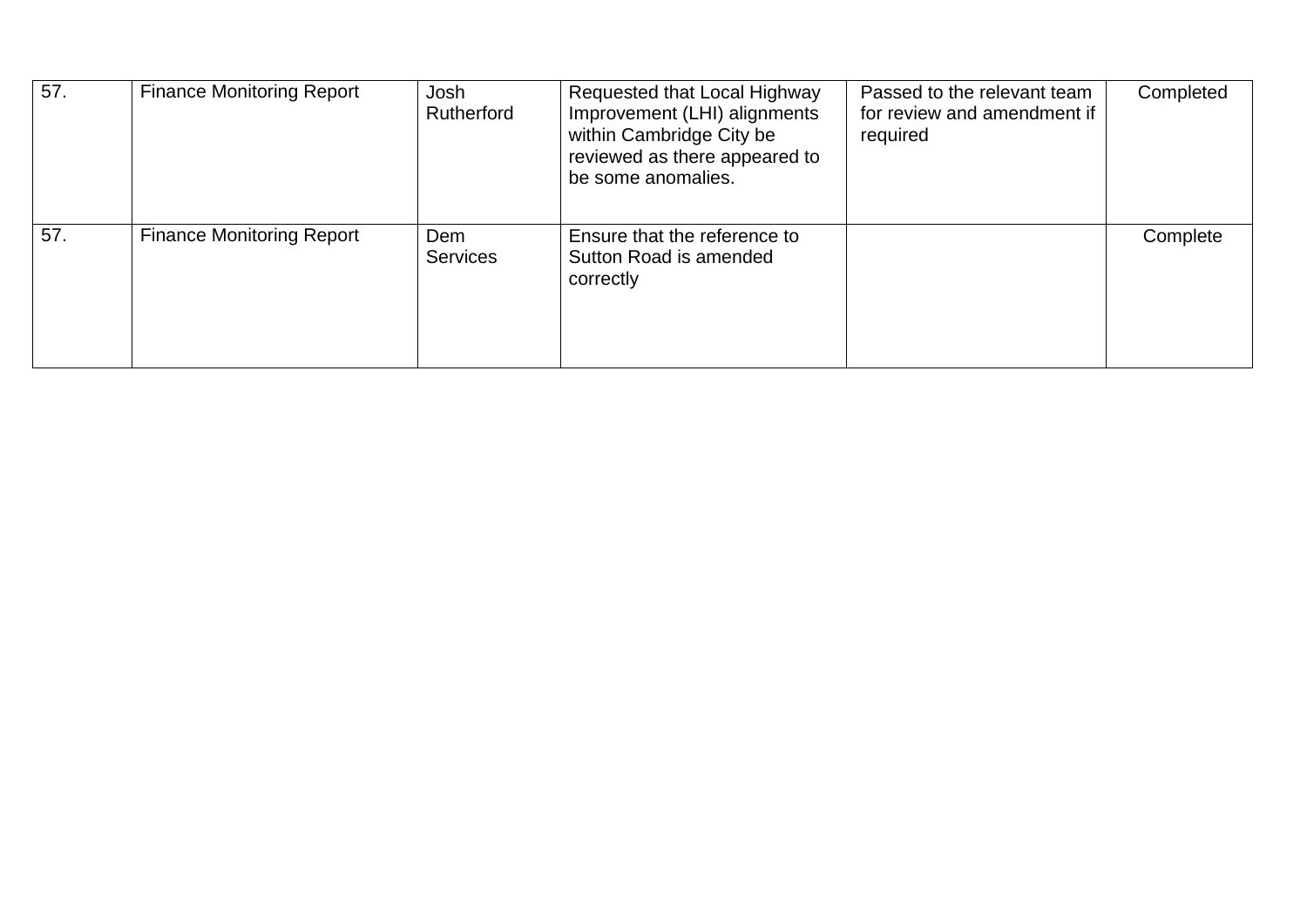| | | | | | |
|---|---|---|---|---|---|
| 57. | Finance Monitoring Report | Josh Rutherford | Requested that Local Highway Improvement (LHI) alignments within Cambridge City be reviewed as there appeared to be some anomalies. | Passed to the relevant team for review and amendment if required | Completed |
| 57. | Finance Monitoring Report | Dem Services | Ensure that the reference to Sutton Road is amended correctly | | Complete |